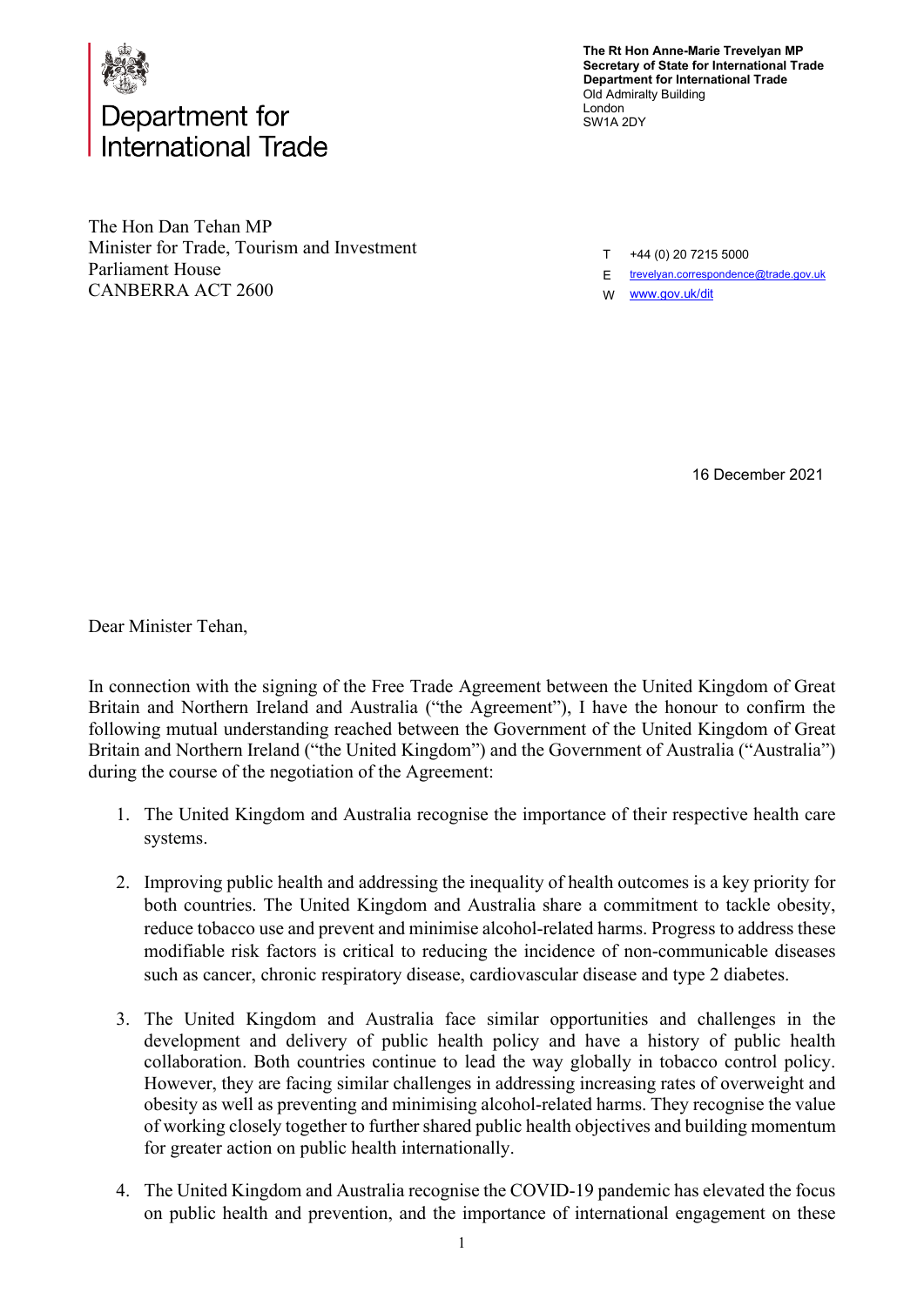Department for International Trade

**The Rt Hon Anne-Marie Trevelyan MP**
**Secretary of State for International Trade**
**Department for International Trade**
Old Admiralty Building
London
SW1A 2DY

The Hon Dan Tehan MP
Minister for Trade, Tourism and Investment
Parliament House
CANBERRA ACT 2600

T +44 (0) 20 7215 5000
E trevelyan.correspondence@trade.gov.uk
W www.gov.uk/dit

16 December 2021

Dear Minister Tehan,

In connection with the signing of the Free Trade Agreement between the United Kingdom of Great Britain and Northern Ireland and Australia ("the Agreement"), I have the honour to confirm the following mutual understanding reached between the Government of the United Kingdom of Great Britain and Northern Ireland ("the United Kingdom") and the Government of Australia ("Australia") during the course of the negotiation of the Agreement:

1. The United Kingdom and Australia recognise the importance of their respective health care systems.

2. Improving public health and addressing the inequality of health outcomes is a key priority for both countries. The United Kingdom and Australia share a commitment to tackle obesity, reduce tobacco use and prevent and minimise alcohol-related harms. Progress to address these modifiable risk factors is critical to reducing the incidence of non-communicable diseases such as cancer, chronic respiratory disease, cardiovascular disease and type 2 diabetes.

3. The United Kingdom and Australia face similar opportunities and challenges in the development and delivery of public health policy and have a history of public health collaboration. Both countries continue to lead the way globally in tobacco control policy. However, they are facing similar challenges in addressing increasing rates of overweight and obesity as well as preventing and minimising alcohol-related harms. They recognise the value of working closely together to further shared public health objectives and building momentum for greater action on public health internationally.

4. The United Kingdom and Australia recognise the COVID-19 pandemic has elevated the focus on public health and prevention, and the importance of international engagement on these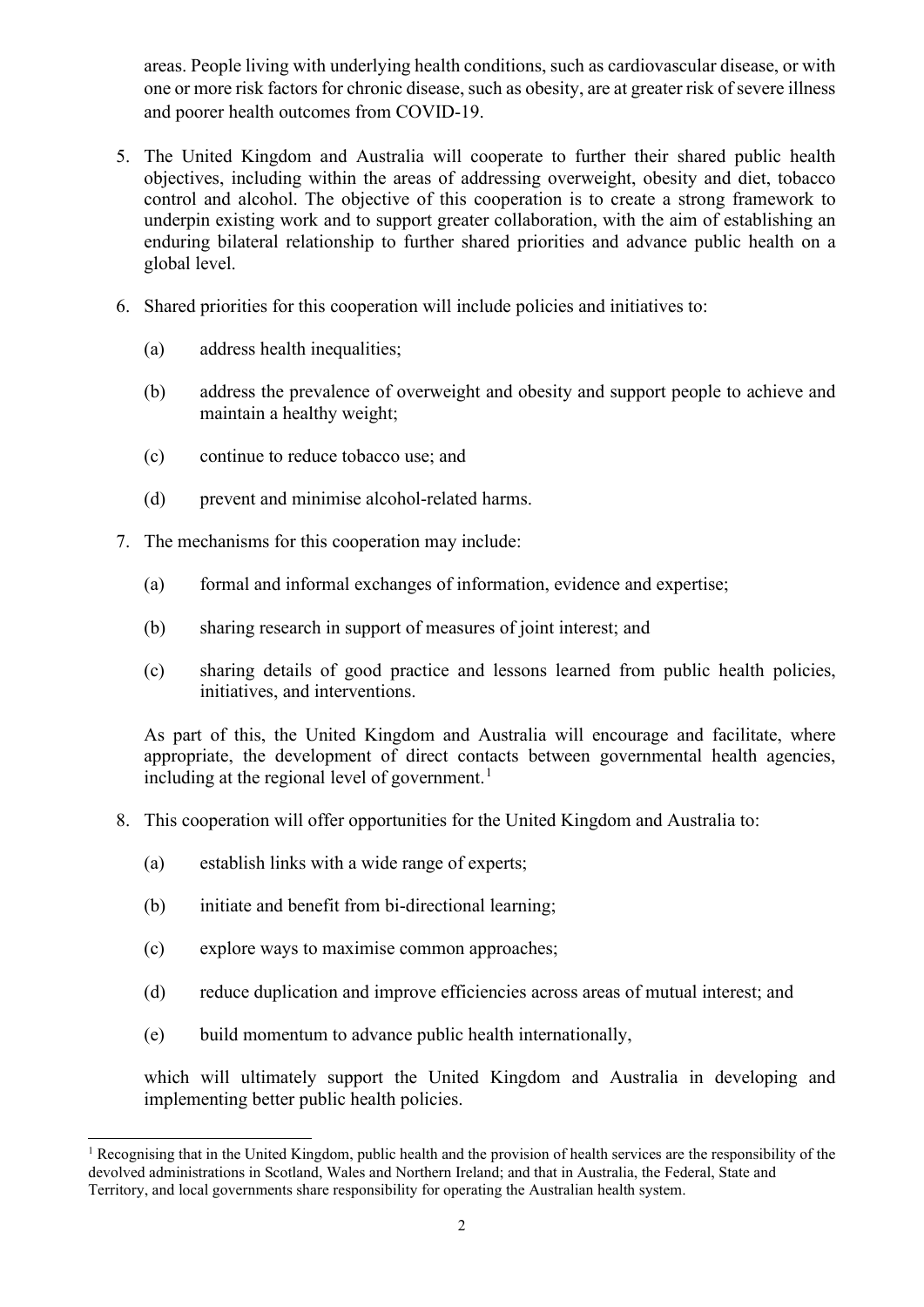areas. People living with underlying health conditions, such as cardiovascular disease, or with one or more risk factors for chronic disease, such as obesity, are at greater risk of severe illness and poorer health outcomes from COVID-19.

5. The United Kingdom and Australia will cooperate to further their shared public health objectives, including within the areas of addressing overweight, obesity and diet, tobacco control and alcohol. The objective of this cooperation is to create a strong framework to underpin existing work and to support greater collaboration, with the aim of establishing an enduring bilateral relationship to further shared priorities and advance public health on a global level.

6. Shared priorities for this cooperation will include policies and initiatives to:

   (a) address health inequalities;

   (b) address the prevalence of overweight and obesity and support people to achieve and maintain a healthy weight;

   (c) continue to reduce tobacco use; and

   (d) prevent and minimise alcohol-related harms.

7. The mechanisms for this cooperation may include:

   (a) formal and informal exchanges of information, evidence and expertise;

   (b) sharing research in support of measures of joint interest; and

   (c) sharing details of good practice and lessons learned from public health policies, initiatives, and interventions.

   As part of this, the United Kingdom and Australia will encourage and facilitate, where appropriate, the development of direct contacts between governmental health agencies, including at the regional level of government.[1]

8. This cooperation will offer opportunities for the United Kingdom and Australia to:

   (a) establish links with a wide range of experts;

   (b) initiate and benefit from bi-directional learning;

   (c) explore ways to maximise common approaches;

   (d) reduce duplication and improve efficiencies across areas of mutual interest; and

   (e) build momentum to advance public health internationally,

   which will ultimately support the United Kingdom and Australia in developing and implementing better public health policies.

---

[1] Recognising that in the United Kingdom, public health and the provision of health services are the responsibility of the devolved administrations in Scotland, Wales and Northern Ireland; and that in Australia, the Federal, State and Territory, and local governments share responsibility for operating the Australian health system.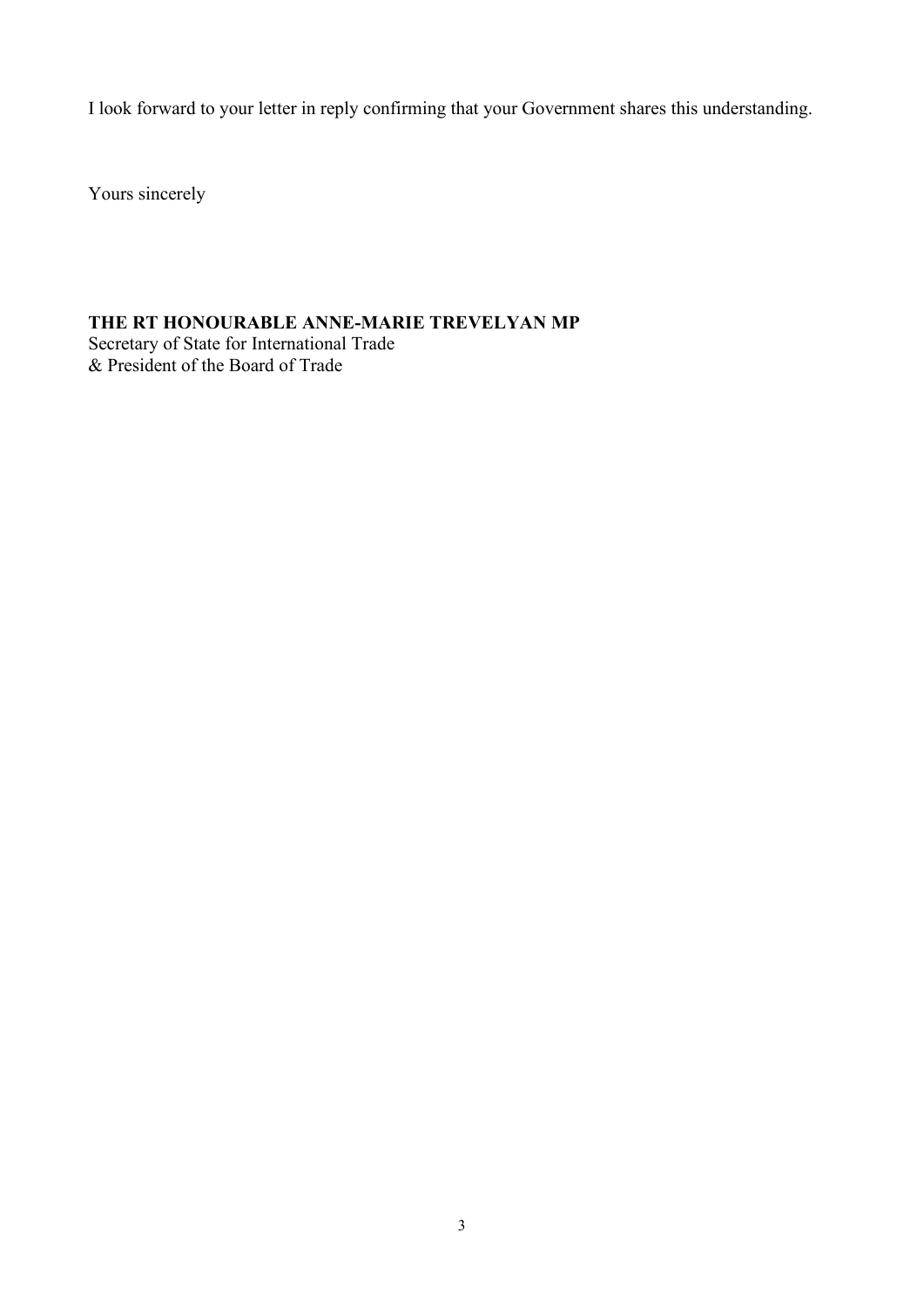I look forward to your letter in reply confirming that your Government shares this understanding.

Yours sincerely

**THE RT HONOURABLE ANNE-MARIE TREVELYAN MP**
Secretary of State for International Trade
& President of the Board of Trade